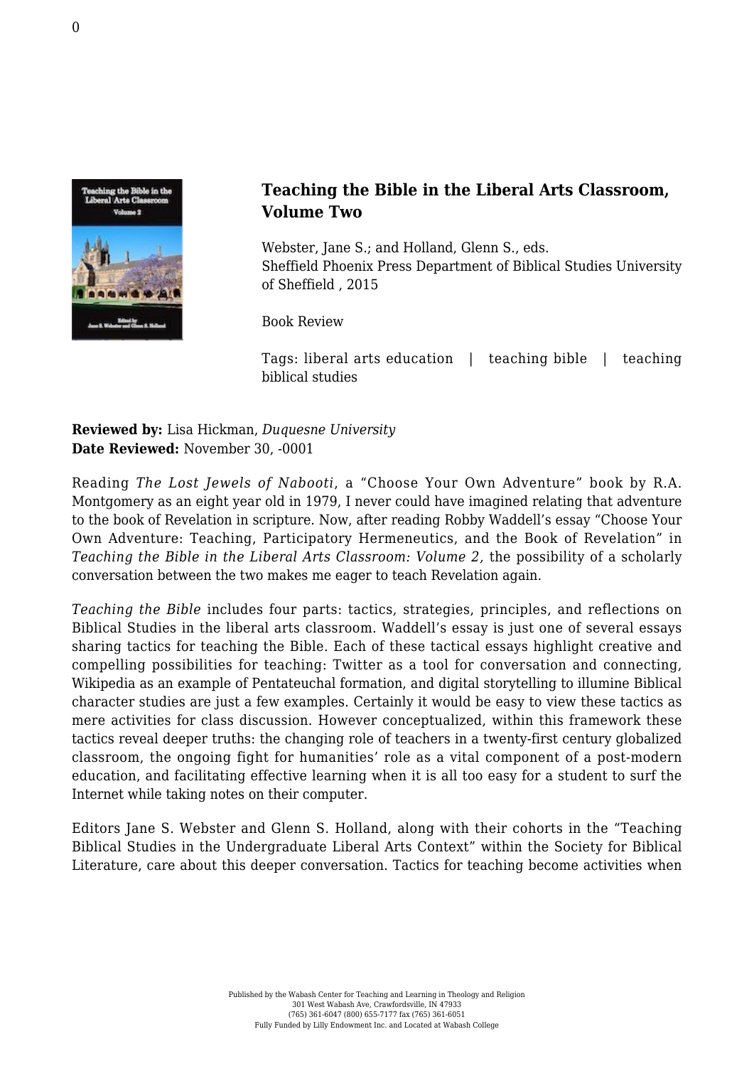### Teaching the Bible in the Liberal Arts Classroom, Volume Two

Webster, Jane S.; and Holland, Glenn S., eds.
Sheffield Phoenix Press Department of Biblical Studies University of Sheffield , 2015

Book Review

Tags: liberal arts education | teaching bible | teaching biblical studies

**Reviewed by:** Lisa Hickman, *Duquesne University*
**Date Reviewed:** November 30, -0001

Reading *The Lost Jewels of Nabooti*, a "Choose Your Own Adventure" book by R.A. Montgomery as an eight year old in 1979, I never could have imagined relating that adventure to the book of Revelation in scripture. Now, after reading Robby Waddell's essay "Choose Your Own Adventure: Teaching, Participatory Hermeneutics, and the Book of Revelation" in *Teaching the Bible in the Liberal Arts Classroom: Volume 2,* the possibility of a scholarly conversation between the two makes me eager to teach Revelation again.

*Teaching the Bible* includes four parts: tactics, strategies, principles, and reflections on Biblical Studies in the liberal arts classroom. Waddell's essay is just one of several essays sharing tactics for teaching the Bible. Each of these tactical essays highlight creative and compelling possibilities for teaching: Twitter as a tool for conversation and connecting, Wikipedia as an example of Pentateuchal formation, and digital storytelling to illumine Biblical character studies are just a few examples. Certainly it would be easy to view these tactics as mere activities for class discussion. However conceptualized, within this framework these tactics reveal deeper truths: the changing role of teachers in a twenty-first century globalized classroom, the ongoing fight for humanities' role as a vital component of a post-modern education, and facilitating effective learning when it is all too easy for a student to surf the Internet while taking notes on their computer.

Editors Jane S. Webster and Glenn S. Holland, along with their cohorts in the "Teaching Biblical Studies in the Undergraduate Liberal Arts Context" within the Society for Biblical Literature, care about this deeper conversation. Tactics for teaching become activities when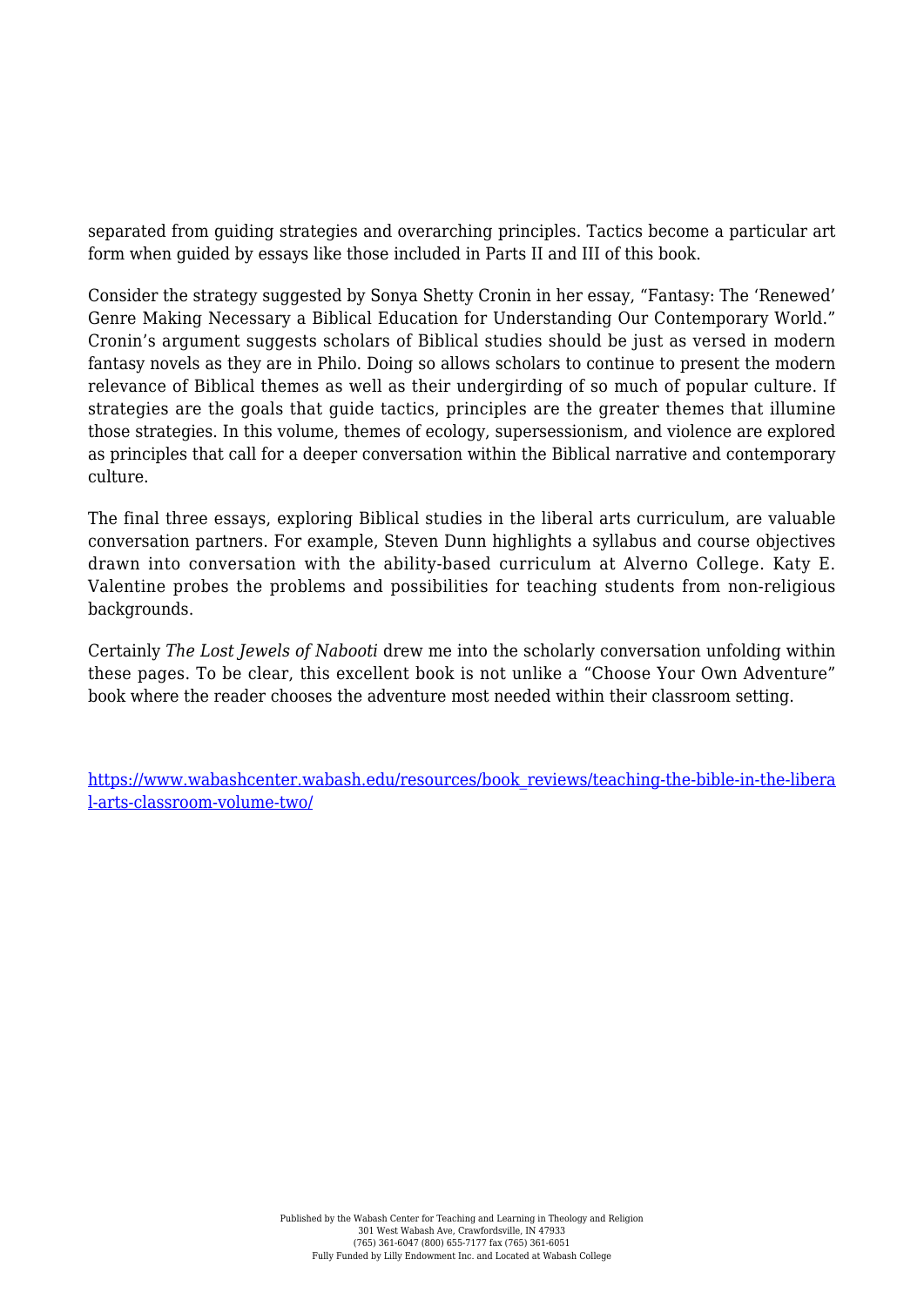separated from guiding strategies and overarching principles. Tactics become a particular art form when guided by essays like those included in Parts II and III of this book.

Consider the strategy suggested by Sonya Shetty Cronin in her essay, "Fantasy: The 'Renewed' Genre Making Necessary a Biblical Education for Understanding Our Contemporary World." Cronin's argument suggests scholars of Biblical studies should be just as versed in modern fantasy novels as they are in Philo. Doing so allows scholars to continue to present the modern relevance of Biblical themes as well as their undergirding of so much of popular culture. If strategies are the goals that guide tactics, principles are the greater themes that illumine those strategies. In this volume, themes of ecology, supersessionism, and violence are explored as principles that call for a deeper conversation within the Biblical narrative and contemporary culture.

The final three essays, exploring Biblical studies in the liberal arts curriculum, are valuable conversation partners. For example, Steven Dunn highlights a syllabus and course objectives drawn into conversation with the ability-based curriculum at Alverno College. Katy E. Valentine probes the problems and possibilities for teaching students from non-religious backgrounds.

Certainly *The Lost Jewels of Nabooti* drew me into the scholarly conversation unfolding within these pages. To be clear, this excellent book is not unlike a "Choose Your Own Adventure" book where the reader chooses the adventure most needed within their classroom setting.

https://www.wabashcenter.wabash.edu/resources/book_reviews/teaching-the-bible-in-the-liberal-arts-classroom-volume-two/

Published by the Wabash Center for Teaching and Learning in Theology and Religion
301 West Wabash Ave, Crawfordsville, IN 47933
(765) 361-6047 (800) 655-7177 fax (765) 361-6051
Fully Funded by Lilly Endowment Inc. and Located at Wabash College